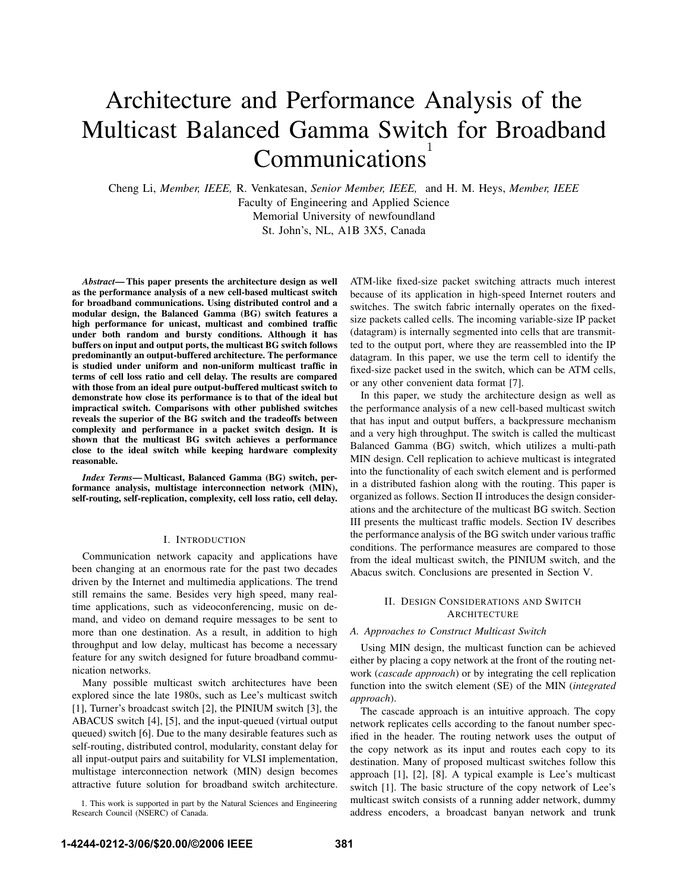# Architecture and Performance Analysis of the Multicast Balanced Gamma Switch for Broadband Communications[1]

Cheng Li, *Member, IEEE,* R. Venkatesan, *Senior Member, IEEE,* and H. M. Heys, *Member, IEEE*
Faculty of Engineering and Applied Science
Memorial University of newfoundland
St. John's, NL, A1B 3X5, Canada

***Abstract*— This paper presents the architecture design as well as the performance analysis of a new cell-based multicast switch for broadband communications. Using distributed control and a modular design, the Balanced Gamma (BG) switch features a high performance for unicast, multicast and combined traffic under both random and bursty conditions. Although it has buffers on input and output ports, the multicast BG switch follows predominantly an output-buffered architecture. The performance is studied under uniform and non-uniform multicast traffic in terms of cell loss ratio and cell delay. The results are compared with those from an ideal pure output-buffered multicast switch to demonstrate how close its performance is to that of the ideal but impractical switch. Comparisons with other published switches reveals the superior of the BG switch and the tradeoffs between complexity and performance in a packet switch design. It is shown that the multicast BG switch achieves a performance close to the ideal switch while keeping hardware complexity reasonable.**

***Index Terms*— Multicast, Balanced Gamma (BG) switch, performance analysis, multistage interconnection network (MIN), self-routing, self-replication, complexity, cell loss ratio, cell delay.**

## I. Introduction

Communication network capacity and applications have been changing at an enormous rate for the past two decades driven by the Internet and multimedia applications. The trend still remains the same. Besides very high speed, many real-time applications, such as videoconferencing, music on demand, and video on demand require messages to be sent to more than one destination. As a result, in addition to high throughput and low delay, multicast has become a necessary feature for any switch designed for future broadband communication networks.

Many possible multicast switch architectures have been explored since the late 1980s, such as Lee's multicast switch [1], Turner's broadcast switch [2], the PINIUM switch [3], the ABACUS switch [4], [5], and the input-queued (virtual output queued) switch [6]. Due to the many desirable features such as self-routing, distributed control, modularity, constant delay for all input-output pairs and suitability for VLSI implementation, multistage interconnection network (MIN) design becomes attractive future solution for broadband switch architecture. ATM-like fixed-size packet switching attracts much interest because of its application in high-speed Internet routers and switches. The switch fabric internally operates on the fixed-size packets called cells. The incoming variable-size IP packet (datagram) is internally segmented into cells that are transmitted to the output port, where they are reassembled into the IP datagram. In this paper, we use the term cell to identify the fixed-size packet used in the switch, which can be ATM cells, or any other convenient data format [7].

In this paper, we study the architecture design as well as the performance analysis of a new cell-based multicast switch that has input and output buffers, a backpressure mechanism and a very high throughput. The switch is called the multicast Balanced Gamma (BG) switch, which utilizes a multi-path MIN design. Cell replication to achieve multicast is integrated into the functionality of each switch element and is performed in a distributed fashion along with the routing. This paper is organized as follows. Section II introduces the design considerations and the architecture of the multicast BG switch. Section III presents the multicast traffic models. Section IV describes the performance analysis of the BG switch under various traffic conditions. The performance measures are compared to those from the ideal multicast switch, the PINIUM switch, and the Abacus switch. Conclusions are presented in Section V.

## II. Design Considerations and Switch Architecture

### A. Approaches to Construct Multicast Switch

Using MIN design, the multicast function can be achieved either by placing a copy network at the front of the routing network (*cascade approach*) or by integrating the cell replication function into the switch element (SE) of the MIN (*integrated approach*).

The cascade approach is an intuitive approach. The copy network replicates cells according to the fanout number specified in the header. The routing network uses the output of the copy network as its input and routes each copy to its destination. Many of proposed multicast switches follow this approach [1], [2], [8]. A typical example is Lee's multicast switch [1]. The basic structure of the copy network of Lee's multicast switch consists of a running adder network, dummy address encoders, a broadcast banyan network and trunk

1. This work is supported in part by the Natural Sciences and Engineering Research Council (NSERC) of Canada.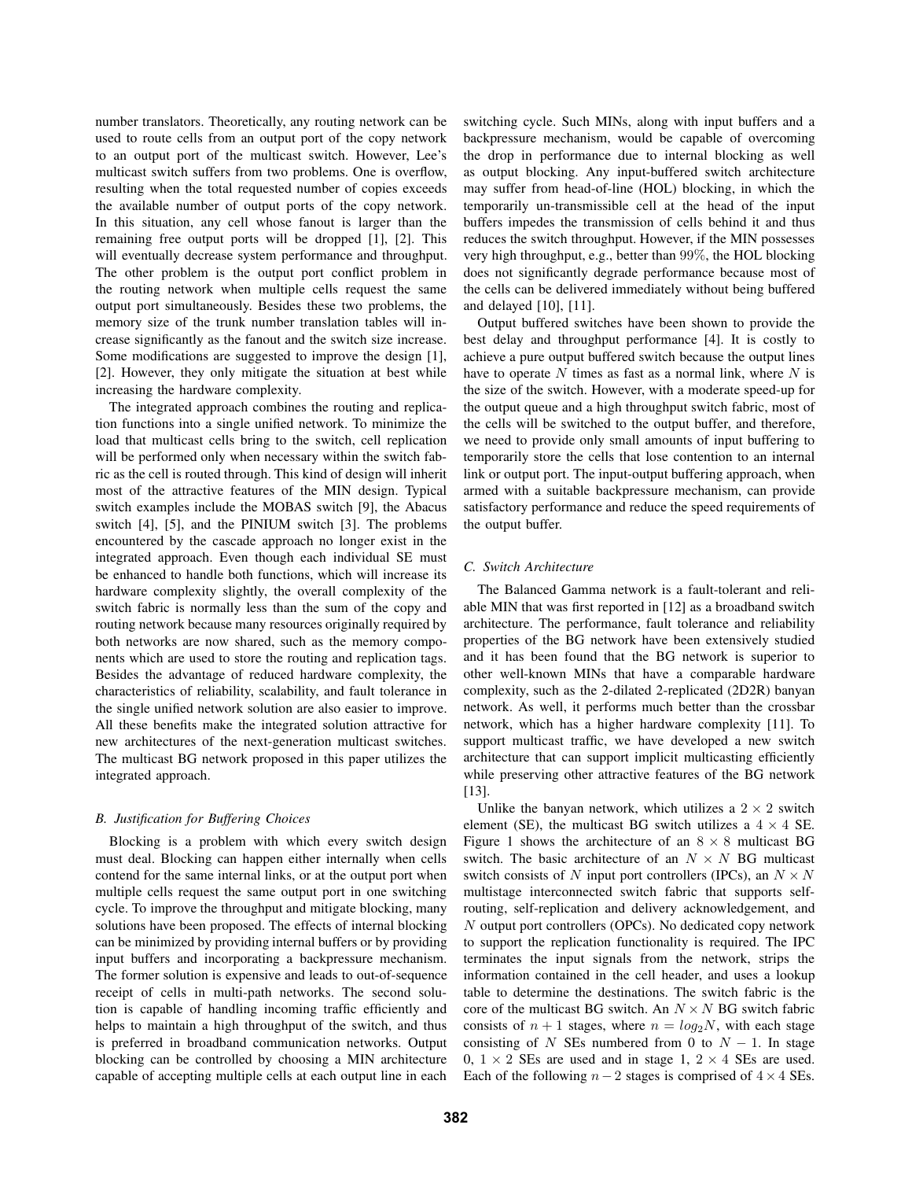number translators. Theoretically, any routing network can be used to route cells from an output port of the copy network to an output port of the multicast switch. However, Lee's multicast switch suffers from two problems. One is overflow, resulting when the total requested number of copies exceeds the available number of output ports of the copy network. In this situation, any cell whose fanout is larger than the remaining free output ports will be dropped [1], [2]. This will eventually decrease system performance and throughput. The other problem is the output port conflict problem in the routing network when multiple cells request the same output port simultaneously. Besides these two problems, the memory size of the trunk number translation tables will increase significantly as the fanout and the switch size increase. Some modifications are suggested to improve the design [1], [2]. However, they only mitigate the situation at best while increasing the hardware complexity.

The integrated approach combines the routing and replication functions into a single unified network. To minimize the load that multicast cells bring to the switch, cell replication will be performed only when necessary within the switch fabric as the cell is routed through. This kind of design will inherit most of the attractive features of the MIN design. Typical switch examples include the MOBAS switch [9], the Abacus switch [4], [5], and the PINIUM switch [3]. The problems encountered by the cascade approach no longer exist in the integrated approach. Even though each individual SE must be enhanced to handle both functions, which will increase its hardware complexity slightly, the overall complexity of the switch fabric is normally less than the sum of the copy and routing network because many resources originally required by both networks are now shared, such as the memory components which are used to store the routing and replication tags. Besides the advantage of reduced hardware complexity, the characteristics of reliability, scalability, and fault tolerance in the single unified network solution are also easier to improve. All these benefits make the integrated solution attractive for new architectures of the next-generation multicast switches. The multicast BG network proposed in this paper utilizes the integrated approach.

### *B. Justification for Buffering Choices*

Blocking is a problem with which every switch design must deal. Blocking can happen either internally when cells contend for the same internal links, or at the output port when multiple cells request the same output port in one switching cycle. To improve the throughput and mitigate blocking, many solutions have been proposed. The effects of internal blocking can be minimized by providing internal buffers or by providing input buffers and incorporating a backpressure mechanism. The former solution is expensive and leads to out-of-sequence receipt of cells in multi-path networks. The second solution is capable of handling incoming traffic efficiently and helps to maintain a high throughput of the switch, and thus is preferred in broadband communication networks. Output blocking can be controlled by choosing a MIN architecture capable of accepting multiple cells at each output line in each switching cycle. Such MINs, along with input buffers and a backpressure mechanism, would be capable of overcoming the drop in performance due to internal blocking as well as output blocking. Any input-buffered switch architecture may suffer from head-of-line (HOL) blocking, in which the temporarily un-transmissible cell at the head of the input buffers impedes the transmission of cells behind it and thus reduces the switch throughput. However, if the MIN possesses very high throughput, e.g., better than $99\%$, the HOL blocking does not significantly degrade performance because most of the cells can be delivered immediately without being buffered and delayed [10], [11].

Output buffered switches have been shown to provide the best delay and throughput performance [4]. It is costly to achieve a pure output buffered switch because the output lines have to operate $N$ times as fast as a normal link, where $N$ is the size of the switch. However, with a moderate speed-up for the output queue and a high throughput switch fabric, most of the cells will be switched to the output buffer, and therefore, we need to provide only small amounts of input buffering to temporarily store the cells that lose contention to an internal link or output port. The input-output buffering approach, when armed with a suitable backpressure mechanism, can provide satisfactory performance and reduce the speed requirements of the output buffer.

### *C. Switch Architecture*

The Balanced Gamma network is a fault-tolerant and reliable MIN that was first reported in [12] as a broadband switch architecture. The performance, fault tolerance and reliability properties of the BG network have been extensively studied and it has been found that the BG network is superior to other well-known MINs that have a comparable hardware complexity, such as the 2-dilated 2-replicated (2D2R) banyan network. As well, it performs much better than the crossbar network, which has a higher hardware complexity [11]. To support multicast traffic, we have developed a new switch architecture that can support implicit multicasting efficiently while preserving other attractive features of the BG network [13].

Unlike the banyan network, which utilizes a $2 \times 2$ switch element (SE), the multicast BG switch utilizes a $4 \times 4$ SE. Figure 1 shows the architecture of an $8 \times 8$ multicast BG switch. The basic architecture of an $N \times N$ BG multicast switch consists of $N$ input port controllers (IPCs), an $N \times N$ multistage interconnected switch fabric that supports self-routing, self-replication and delivery acknowledgement, and $N$ output port controllers (OPCs). No dedicated copy network to support the replication functionality is required. The IPC terminates the input signals from the network, strips the information contained in the cell header, and uses a lookup table to determine the destinations. The switch fabric is the core of the multicast BG switch. An $N \times N$ BG switch fabric consists of $n + 1$ stages, where $n = log_2N$, with each stage consisting of $N$ SEs numbered from 0 to $N - 1$. In stage 0, $1 \times 2$ SEs are used and in stage 1, $2 \times 4$ SEs are used. Each of the following $n - 2$ stages is comprised of $4 \times 4$ SEs.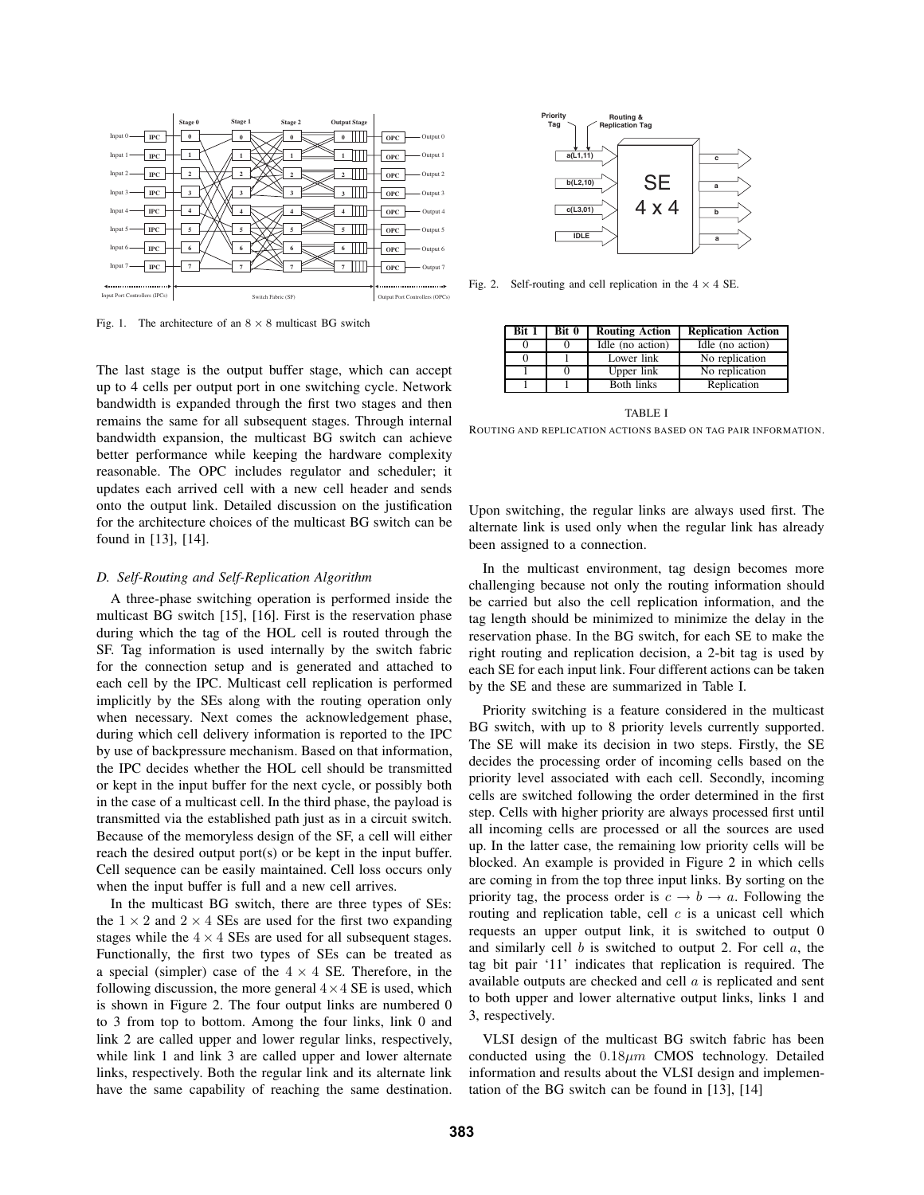Input 0 IPC 0 0 0 0 OPC Output 0

Input 1 IPC 1 1 1 1 OPC Output 1

Input 2 IPC 2 2 2 2 OPC Output 2

Input 3 IPC 3 3 3 3 OPC Output 3

Input 4 IPC 4 4 4 4 OPC Output 4

Input 5 IPC 5 5 5 5 OPC Output 5

Input 6 IPC 6 6 6 6 OPC Output 6

Input 7 IPC 7 7 7 7 OPC Output 7

Stage 0

Stage 1

Stage 2

Output Stage

Input Port Controllers (IPCs)

Switch Fabric (SF)

Output Port Controllers (OPCs)

Fig. 1. The architecture of an $8 \times 8$ multicast BG switch

The last stage is the output buffer stage, which can accept up to 4 cells per output port in one switching cycle. Network bandwidth is expanded through the first two stages and then remains the same for all subsequent stages. Through internal bandwidth expansion, the multicast BG switch can achieve better performance while keeping the hardware complexity reasonable. The OPC includes regulator and scheduler; it updates each arrived cell with a new cell header and sends onto the output link. Detailed discussion on the justification for the architecture choices of the multicast BG switch can be found in [13], [14].

### D. Self-Routing and Self-Replication Algorithm

A three-phase switching operation is performed inside the multicast BG switch [15], [16]. First is the reservation phase during which the tag of the HOL cell is routed through the SF. Tag information is used internally by the switch fabric for the connection setup and is generated and attached to each cell by the IPC. Multicast cell replication is performed implicitly by the SEs along with the routing operation only when necessary. Next comes the acknowledgement phase, during which cell delivery information is reported to the IPC by use of backpressure mechanism. Based on that information, the IPC decides whether the HOL cell should be transmitted or kept in the input buffer for the next cycle, or possibly both in the case of a multicast cell. In the third phase, the payload is transmitted via the established path just as in a circuit switch. Because of the memoryless design of the SF, a cell will either reach the desired output port(s) or be kept in the input buffer. Cell sequence can be easily maintained. Cell loss occurs only when the input buffer is full and a new cell arrives.

In the multicast BG switch, there are three types of SEs: the $1 \times 2$ and $2 \times 4$ SEs are used for the first two expanding stages while the $4 \times 4$ SEs are used for all subsequent stages. Functionally, the first two types of SEs can be treated as a special (simpler) case of the $4 \times 4$ SE. Therefore, in the following discussion, the more general $4 \times 4$ SE is used, which is shown in Figure 2. The four output links are numbered 0 to 3 from top to bottom. Among the four links, link 0 and link 2 are called upper and lower regular links, respectively, while link 1 and link 3 are called upper and lower alternate links, respectively. Both the regular link and its alternate link have the same capability of reaching the same destination.

Priority Tag

Routing & Replication Tag

a(L1,11)

b(L2,10)

c(L3,01)

IDLE

SE 4 x 4

c

a

b

a

Fig. 2. Self-routing and cell replication in the $4 \times 4$ SE.

| Bit 1 | Bit 0 | Routing Action | Replication Action |
|---|---|---|---|
| 0 | 0 | Idle (no action) | Idle (no action) |
| 0 | 1 | Lower link | No replication |
| 1 | 0 | Upper link | No replication |
| 1 | 1 | Both links | Replication |

TABLE I

ROUTING AND REPLICATION ACTIONS BASED ON TAG PAIR INFORMATION.

Upon switching, the regular links are always used first. The alternate link is used only when the regular link has already been assigned to a connection.

In the multicast environment, tag design becomes more challenging because not only the routing information should be carried but also the cell replication information, and the tag length should be minimized to minimize the delay in the reservation phase. In the BG switch, for each SE to make the right routing and replication decision, a 2-bit tag is used by each SE for each input link. Four different actions can be taken by the SE and these are summarized in Table I.

Priority switching is a feature considered in the multicast BG switch, with up to 8 priority levels currently supported. The SE will make its decision in two steps. Firstly, the SE decides the processing order of incoming cells based on the priority level associated with each cell. Secondly, incoming cells are switched following the order determined in the first step. Cells with higher priority are always processed first until all incoming cells are processed or all the sources are used up. In the latter case, the remaining low priority cells will be blocked. An example is provided in Figure 2 in which cells are coming in from the top three input links. By sorting on the priority tag, the process order is $c \rightarrow b \rightarrow a$. Following the routing and replication table, cell $c$ is a unicast cell which requests an upper output link, it is switched to output 0 and similarly cell $b$ is switched to output 2. For cell $a$, the tag bit pair '11' indicates that replication is required. The available outputs are checked and cell $a$ is replicated and sent to both upper and lower alternative output links, links 1 and 3, respectively.

VLSI design of the multicast BG switch fabric has been conducted using the $0.18\mu m$ CMOS technology. Detailed information and results about the VLSI design and implementation of the BG switch can be found in [13], [14]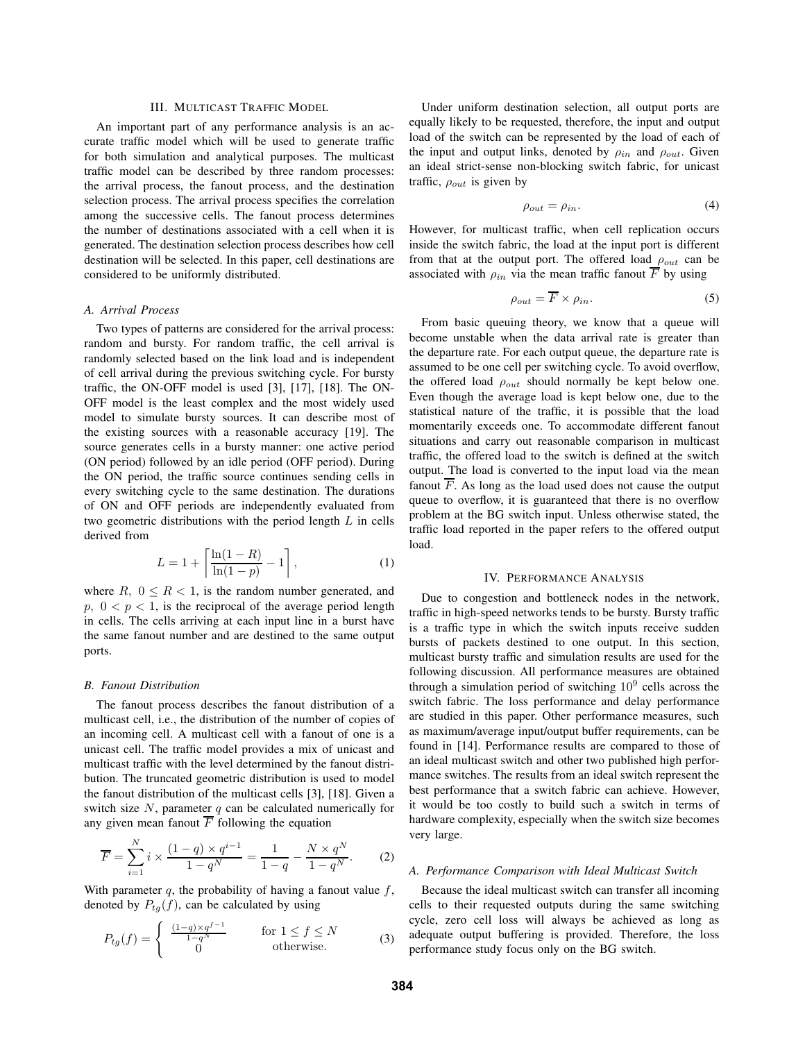## III. Multicast Traffic Model

An important part of any performance analysis is an accurate traffic model which will be used to generate traffic for both simulation and analytical purposes. The multicast traffic model can be described by three random processes: the arrival process, the fanout process, and the destination selection process. The arrival process specifies the correlation among the successive cells. The fanout process determines the number of destinations associated with a cell when it is generated. The destination selection process describes how cell destination will be selected. In this paper, cell destinations are considered to be uniformly distributed.

### A. Arrival Process

Two types of patterns are considered for the arrival process: random and bursty. For random traffic, the cell arrival is randomly selected based on the link load and is independent of cell arrival during the previous switching cycle. For bursty traffic, the ON-OFF model is used [3], [17], [18]. The ON-OFF model is the least complex and the most widely used model to simulate bursty sources. It can describe most of the existing sources with a reasonable accuracy [19]. The source generates cells in a bursty manner: one active period (ON period) followed by an idle period (OFF period). During the ON period, the traffic source continues sending cells in every switching cycle to the same destination. The durations of ON and OFF periods are independently evaluated from two geometric distributions with the period length $L$ in cells derived from

$$L = 1 + \left\lceil \frac{\ln(1-R)}{\ln(1-p)} - 1 \right\rceil, \tag{1}$$

where $R,\ 0 \leq R < 1$, is the random number generated, and $p,\ 0 < p < 1$, is the reciprocal of the average period length in cells. The cells arriving at each input line in a burst have the same fanout number and are destined to the same output ports.

### B. Fanout Distribution

The fanout process describes the fanout distribution of a multicast cell, i.e., the distribution of the number of copies of an incoming cell. A multicast cell with a fanout of one is a unicast cell. The traffic model provides a mix of unicast and multicast traffic with the level determined by the fanout distribution. The truncated geometric distribution is used to model the fanout distribution of the multicast cells [3], [18]. Given a switch size $N$, parameter $q$ can be calculated numerically for any given mean fanout $\overline{F}$ following the equation

$$\overline{F} = \sum_{i=1}^{N} i \times \frac{(1-q) \times q^{i-1}}{1-q^N} = \frac{1}{1-q} - \frac{N \times q^N}{1-q^N}. \tag{2}$$

With parameter $q$, the probability of having a fanout value $f$, denoted by $P_{tg}(f)$, can be calculated by using

$$P_{tg}(f) = \begin{cases} \frac{(1-q) \times q^{f-1}}{1-q^N} & \text{for } 1 \leq f \leq N \\ 0 & \text{otherwise.} \end{cases} \tag{3}$$

Under uniform destination selection, all output ports are equally likely to be requested, therefore, the input and output load of the switch can be represented by the load of each of the input and output links, denoted by $\rho_{in}$ and $\rho_{out}$. Given an ideal strict-sense non-blocking switch fabric, for unicast traffic, $\rho_{out}$ is given by

$$\rho_{out} = \rho_{in}. \tag{4}$$

However, for multicast traffic, when cell replication occurs inside the switch fabric, the load at the input port is different from that at the output port. The offered load $\rho_{out}$ can be associated with $\rho_{in}$ via the mean traffic fanout $\overline{F}$ by using

$$\rho_{out} = \overline{F} \times \rho_{in}. \tag{5}$$

From basic queuing theory, we know that a queue will become unstable when the data arrival rate is greater than the departure rate. For each output queue, the departure rate is assumed to be one cell per switching cycle. To avoid overflow, the offered load $\rho_{out}$ should normally be kept below one. Even though the average load is kept below one, due to the statistical nature of the traffic, it is possible that the load momentarily exceeds one. To accommodate different fanout situations and carry out reasonable comparison in multicast traffic, the offered load to the switch is defined at the switch output. The load is converted to the input load via the mean fanout $\overline{F}$. As long as the load used does not cause the output queue to overflow, it is guaranteed that there is no overflow problem at the BG switch input. Unless otherwise stated, the traffic load reported in the paper refers to the offered output load.

## IV. Performance Analysis

Due to congestion and bottleneck nodes in the network, traffic in high-speed networks tends to be bursty. Bursty traffic is a traffic type in which the switch inputs receive sudden bursts of packets destined to one output. In this section, multicast bursty traffic and simulation results are used for the following discussion. All performance measures are obtained through a simulation period of switching $10^9$ cells across the switch fabric. The loss performance and delay performance are studied in this paper. Other performance measures, such as maximum/average input/output buffer requirements, can be found in [14]. Performance results are compared to those of an ideal multicast switch and other two published high performance switches. The results from an ideal switch represent the best performance that a switch fabric can achieve. However, it would be too costly to build such a switch in terms of hardware complexity, especially when the switch size becomes very large.

### A. Performance Comparison with Ideal Multicast Switch

Because the ideal multicast switch can transfer all incoming cells to their requested outputs during the same switching cycle, zero cell loss will always be achieved as long as adequate output buffering is provided. Therefore, the loss performance study focus only on the BG switch.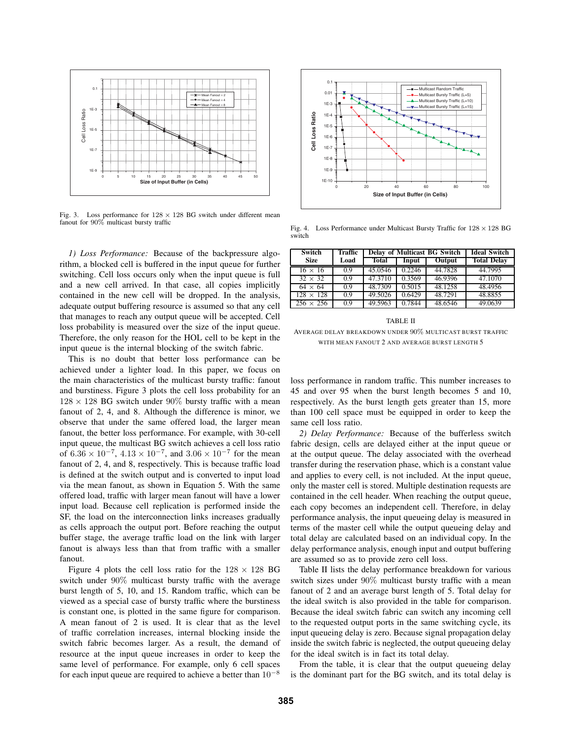Fig. 3. Loss performance for 128 × 128 BG switch under different mean fanout for 90% multicast bursty traffic

Fig. 4. Loss Performance under Multicast Bursty Traffic for 128 × 128 BG switch

*1) Loss Performance:* Because of the backpressure algorithm, a blocked cell is buffered in the input queue for further switching. Cell loss occurs only when the input queue is full and a new cell arrived. In that case, all copies implicitly contained in the new cell will be dropped. In the analysis, adequate output buffering resource is assumed so that any cell that manages to reach any output queue will be accepted. Cell loss probability is measured over the size of the input queue. Therefore, the only reason for the HOL cell to be kept in the input queue is the internal blocking of the switch fabric.

This is no doubt that better loss performance can be achieved under a lighter load. In this paper, we focus on the main characteristics of the multicast bursty traffic: fanout and burstiness. Figure 3 plots the cell loss probability for an $128 \times 128$ BG switch under 90% bursty traffic with a mean fanout of 2, 4, and 8. Although the difference is minor, we observe that under the same offered load, the larger mean fanout, the better loss performance. For example, with 30-cell input queue, the multicast BG switch achieves a cell loss ratio of $6.36 \times 10^{-7}$, $4.13 \times 10^{-7}$, and $3.06 \times 10^{-7}$ for the mean fanout of 2, 4, and 8, respectively. This is because traffic load is defined at the switch output and is converted to input load via the mean fanout, as shown in Equation 5. With the same offered load, traffic with larger mean fanout will have a lower input load. Because cell replication is performed inside the SF, the load on the interconnection links increases gradually as cells approach the output port. Before reaching the output buffer stage, the average traffic load on the link with larger fanout is always less than that from traffic with a smaller fanout.

Figure 4 plots the cell loss ratio for the $128 \times 128$ BG switch under 90% multicast bursty traffic with the average burst length of 5, 10, and 15. Random traffic, which can be viewed as a special case of bursty traffic where the burstiness is constant one, is plotted in the same figure for comparison. A mean fanout of 2 is used. It is clear that as the level of traffic correlation increases, internal blocking inside the switch fabric becomes larger. As a result, the demand of resource at the input queue increases in order to keep the same level of performance. For example, only 6 cell spaces for each input queue are required to achieve a better than $10^{-8}$ loss performance in random traffic. This number increases to 45 and over 95 when the burst length becomes 5 and 10, respectively. As the burst length gets greater than 15, more than 100 cell space must be equipped in order to keep the same cell loss ratio.

| Switch Size | Traffic Load | Delay of Multicast BG Switch | | | Ideal Switch |
|---|---|---|---|---|---|
| | | Total | Input | Output | Total Delay |
| 16 × 16 | 0.9 | 45.0546 | 0.2246 | 44.7828 | 44.7995 |
| 32 × 32 | 0.9 | 47.3710 | 0.3569 | 46.9396 | 47.1070 |
| 64 × 64 | 0.9 | 48.7309 | 0.5015 | 48.1258 | 48.4956 |
| 128 × 128 | 0.9 | 49.5026 | 0.6429 | 48.7291 | 48.8855 |
| 256 × 256 | 0.9 | 49.5963 | 0.7844 | 48.6546 | 49.0639 |

TABLE II

AVERAGE DELAY BREAKDOWN UNDER 90% MULTICAST BURST TRAFFIC WITH MEAN FANOUT 2 AND AVERAGE BURST LENGTH 5

*2) Delay Performance:* Because of the bufferless switch fabric design, cells are delayed either at the input queue or at the output queue. The delay associated with the overhead transfer during the reservation phase, which is a constant value and applies to every cell, is not included. At the input queue, only the master cell is stored. Multiple destination requests are contained in the cell header. When reaching the output queue, each copy becomes an independent cell. Therefore, in delay performance analysis, the input queueing delay is measured in terms of the master cell while the output queueing delay and total delay are calculated based on an individual copy. In the delay performance analysis, enough input and output buffering are assumed so as to provide zero cell loss.

Table II lists the delay performance breakdown for various switch sizes under 90% multicast bursty traffic with a mean fanout of 2 and an average burst length of 5. Total delay for the ideal switch is also provided in the table for comparison. Because the ideal switch fabric can switch any incoming cell to the requested output ports in the same switching cycle, its input queueing delay is zero. Because signal propagation delay inside the switch fabric is neglected, the output queueing delay for the ideal switch is in fact its total delay.

From the table, it is clear that the output queueing delay is the dominant part for the BG switch, and its total delay is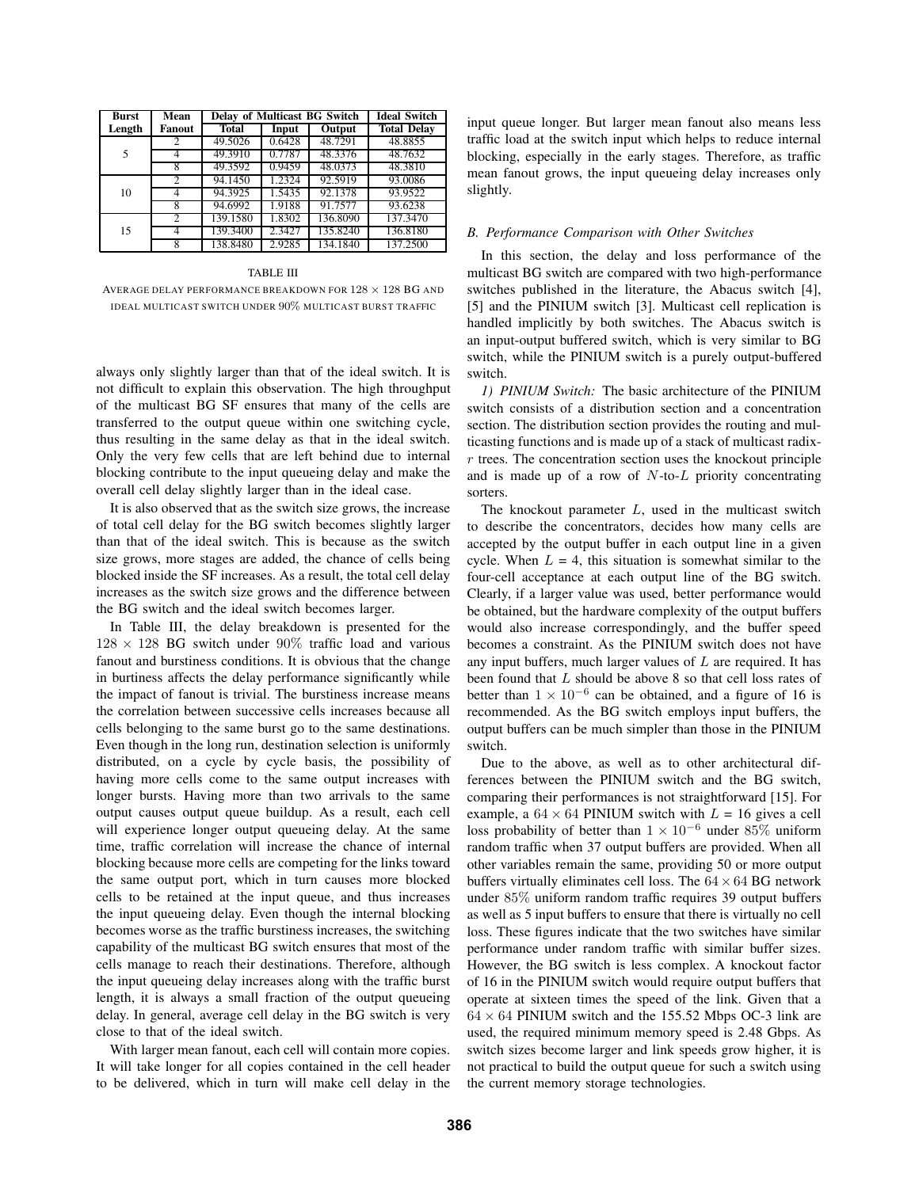| Burst Length | Mean Fanout | Delay of Multicast BG Switch | | | Ideal Switch |
|---|---|---|---|---|---|
| | | Total | Input | Output | Total Delay |
| 5 | 2 | 49.5026 | 0.6428 | 48.7291 | 48.8855 |
| | 4 | 49.3910 | 0.7787 | 48.3376 | 48.7632 |
| | 8 | 49.3592 | 0.9459 | 48.0373 | 48.3810 |
| 10 | 2 | 94.1450 | 1.2324 | 92.5919 | 93.0086 |
| | 4 | 94.3925 | 1.5435 | 92.1378 | 93.9522 |
| | 8 | 94.6992 | 1.9188 | 91.7577 | 93.6238 |
| 15 | 2 | 139.1580 | 1.8302 | 136.8090 | 137.3470 |
| | 4 | 139.3400 | 2.3427 | 135.8240 | 136.8180 |
| | 8 | 138.8480 | 2.9285 | 134.1840 | 137.2500 |

TABLE III

AVERAGE DELAY PERFORMANCE BREAKDOWN FOR $128 \times 128$ BG AND IDEAL MULTICAST SWITCH UNDER $90\%$ MULTICAST BURST TRAFFIC

always only slightly larger than that of the ideal switch. It is not difficult to explain this observation. The high throughput of the multicast BG SF ensures that many of the cells are transferred to the output queue within one switching cycle, thus resulting in the same delay as that in the ideal switch. Only the very few cells that are left behind due to internal blocking contribute to the input queueing delay and make the overall cell delay slightly larger than in the ideal case.

It is also observed that as the switch size grows, the increase of total cell delay for the BG switch becomes slightly larger than that of the ideal switch. This is because as the switch size grows, more stages are added, the chance of cells being blocked inside the SF increases. As a result, the total cell delay increases as the switch size grows and the difference between the BG switch and the ideal switch becomes larger.

In Table III, the delay breakdown is presented for the $128 \times 128$ BG switch under $90\%$ traffic load and various fanout and burstiness conditions. It is obvious that the change in burtiness affects the delay performance significantly while the impact of fanout is trivial. The burstiness increase means the correlation between successive cells increases because all cells belonging to the same burst go to the same destinations. Even though in the long run, destination selection is uniformly distributed, on a cycle by cycle basis, the possibility of having more cells come to the same output increases with longer bursts. Having more than two arrivals to the same output causes output queue buildup. As a result, each cell will experience longer output queueing delay. At the same time, traffic correlation will increase the chance of internal blocking because more cells are competing for the links toward the same output port, which in turn causes more blocked cells to be retained at the input queue, and thus increases the input queueing delay. Even though the internal blocking becomes worse as the traffic burstiness increases, the switching capability of the multicast BG switch ensures that most of the cells manage to reach their destinations. Therefore, although the input queueing delay increases along with the traffic burst length, it is always a small fraction of the output queueing delay. In general, average cell delay in the BG switch is very close to that of the ideal switch.

With larger mean fanout, each cell will contain more copies. It will take longer for all copies contained in the cell header to be delivered, which in turn will make cell delay in the input queue longer. But larger mean fanout also means less traffic load at the switch input which helps to reduce internal blocking, especially in the early stages. Therefore, as traffic mean fanout grows, the input queueing delay increases only slightly.

### *B. Performance Comparison with Other Switches*

In this section, the delay and loss performance of the multicast BG switch are compared with two high-performance switches published in the literature, the Abacus switch [4], [5] and the PINIUM switch [3]. Multicast cell replication is handled implicitly by both switches. The Abacus switch is an input-output buffered switch, which is very similar to BG switch, while the PINIUM switch is a purely output-buffered switch.

*1) PINIUM Switch:* The basic architecture of the PINIUM switch consists of a distribution section and a concentration section. The distribution section provides the routing and multicasting functions and is made up of a stack of multicast radix-$r$ trees. The concentration section uses the knockout principle and is made up of a row of $N$-to-$L$ priority concentrating sorters.

The knockout parameter $L$, used in the multicast switch to describe the concentrators, decides how many cells are accepted by the output buffer in each output line in a given cycle. When $L$ = 4, this situation is somewhat similar to the four-cell acceptance at each output line of the BG switch. Clearly, if a larger value was used, better performance would be obtained, but the hardware complexity of the output buffers would also increase correspondingly, and the buffer speed becomes a constraint. As the PINIUM switch does not have any input buffers, much larger values of $L$ are required. It has been found that $L$ should be above 8 so that cell loss rates of better than $1 \times 10^{-6}$ can be obtained, and a figure of 16 is recommended. As the BG switch employs input buffers, the output buffers can be much simpler than those in the PINIUM switch.

Due to the above, as well as to other architectural differences between the PINIUM switch and the BG switch, comparing their performances is not straightforward [15]. For example, a $64 \times 64$ PINIUM switch with $L$ = 16 gives a cell loss probability of better than $1 \times 10^{-6}$ under $85\%$ uniform random traffic when 37 output buffers are provided. When all other variables remain the same, providing 50 or more output buffers virtually eliminates cell loss. The $64 \times 64$ BG network under $85\%$ uniform random traffic requires 39 output buffers as well as 5 input buffers to ensure that there is virtually no cell loss. These figures indicate that the two switches have similar performance under random traffic with similar buffer sizes. However, the BG switch is less complex. A knockout factor of 16 in the PINIUM switch would require output buffers that operate at sixteen times the speed of the link. Given that a $64 \times 64$ PINIUM switch and the 155.52 Mbps OC-3 link are used, the required minimum memory speed is 2.48 Gbps. As switch sizes become larger and link speeds grow higher, it is not practical to build the output queue for such a switch using the current memory storage technologies.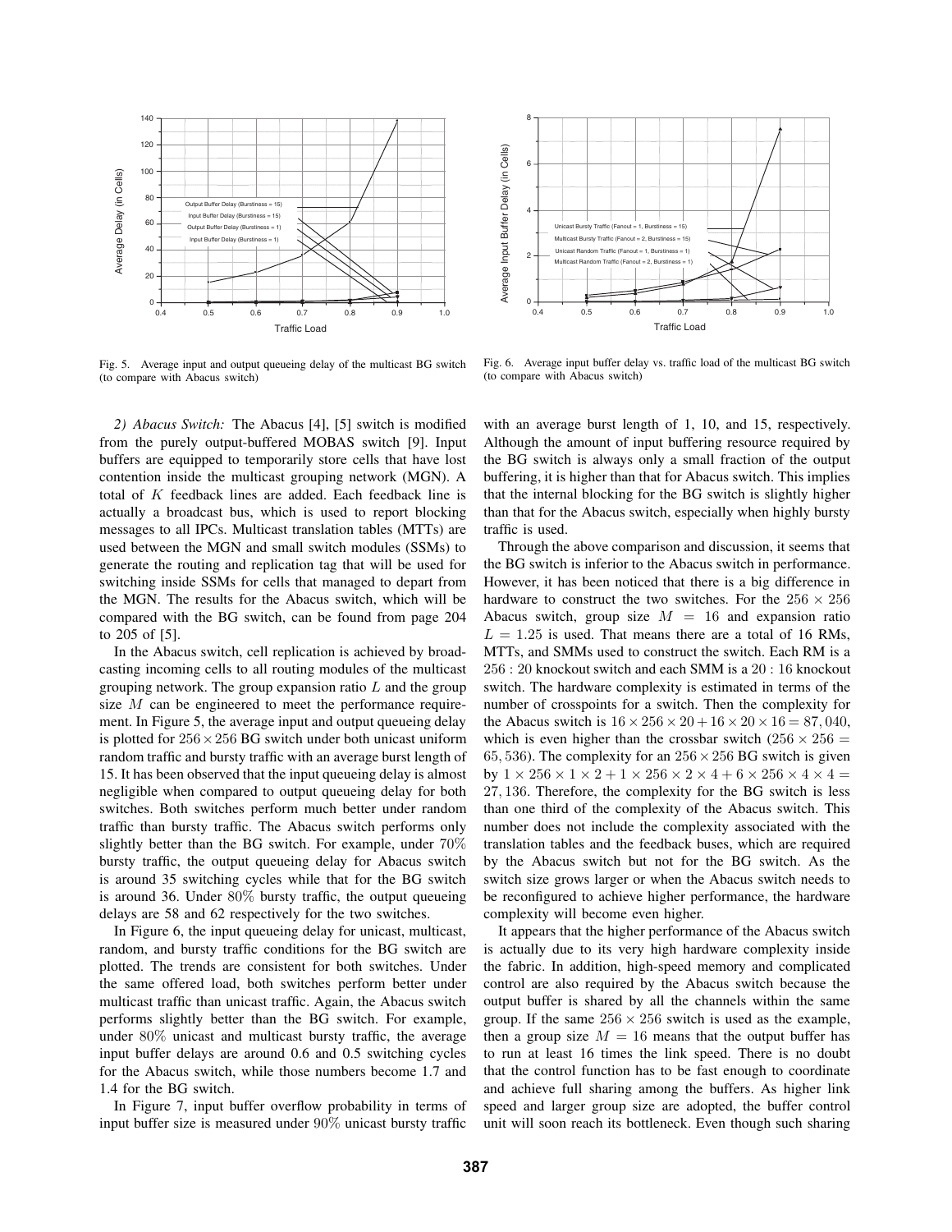Fig. 5. Average input and output queueing delay of the multicast BG switch (to compare with Abacus switch)

Fig. 6. Average input buffer delay vs. traffic load of the multicast BG switch (to compare with Abacus switch)

*2) Abacus Switch:* The Abacus [4], [5] switch is modified from the purely output-buffered MOBAS switch [9]. Input buffers are equipped to temporarily store cells that have lost contention inside the multicast grouping network (MGN). A total of $K$ feedback lines are added. Each feedback line is actually a broadcast bus, which is used to report blocking messages to all IPCs. Multicast translation tables (MTTs) are used between the MGN and small switch modules (SSMs) to generate the routing and replication tag that will be used for switching inside SSMs for cells that managed to depart from the MGN. The results for the Abacus switch, which will be compared with the BG switch, can be found from page 204 to 205 of [5].

In the Abacus switch, cell replication is achieved by broadcasting incoming cells to all routing modules of the multicast grouping network. The group expansion ratio $L$ and the group size $M$ can be engineered to meet the performance requirement. In Figure 5, the average input and output queueing delay is plotted for $256 \times 256$ BG switch under both unicast uniform random traffic and bursty traffic with an average burst length of 15. It has been observed that the input queueing delay is almost negligible when compared to output queueing delay for both switches. Both switches perform much better under random traffic than bursty traffic. The Abacus switch performs only slightly better than the BG switch. For example, under $70\%$ bursty traffic, the output queueing delay for Abacus switch is around 35 switching cycles while that for the BG switch is around 36. Under $80\%$ bursty traffic, the output queueing delays are 58 and 62 respectively for the two switches.

In Figure 6, the input queueing delay for unicast, multicast, random, and bursty traffic conditions for the BG switch are plotted. The trends are consistent for both switches. Under the same offered load, both switches perform better under multicast traffic than unicast traffic. Again, the Abacus switch performs slightly better than the BG switch. For example, under $80\%$ unicast and multicast bursty traffic, the average input buffer delays are around 0.6 and 0.5 switching cycles for the Abacus switch, while those numbers become 1.7 and 1.4 for the BG switch.

In Figure 7, input buffer overflow probability in terms of input buffer size is measured under $90\%$ unicast bursty traffic with an average burst length of 1, 10, and 15, respectively. Although the amount of input buffering resource required by the BG switch is always only a small fraction of the output buffering, it is higher than that for Abacus switch. This implies that the internal blocking for the BG switch is slightly higher than that for the Abacus switch, especially when highly bursty traffic is used.

Through the above comparison and discussion, it seems that the BG switch is inferior to the Abacus switch in performance. However, it has been noticed that there is a big difference in hardware to construct the two switches. For the $256 \times 256$ Abacus switch, group size $M = 16$ and expansion ratio $L = 1.25$ is used. That means there are a total of 16 RMs, MTTs, and SMMs used to construct the switch. Each RM is a $256 : 20$ knockout switch and each SMM is a $20 : 16$ knockout switch. The hardware complexity is estimated in terms of the number of crosspoints for a switch. Then the complexity for the Abacus switch is $16 \times 256 \times 20 + 16 \times 20 \times 16 = 87,040$, which is even higher than the crossbar switch ($256 \times 256 = 65,536$). The complexity for an $256 \times 256$ BG switch is given by $1 \times 256 \times 1 \times 2 + 1 \times 256 \times 2 \times 4 + 6 \times 256 \times 4 \times 4 = 27,136$. Therefore, the complexity for the BG switch is less than one third of the complexity of the Abacus switch. This number does not include the complexity associated with the translation tables and the feedback buses, which are required by the Abacus switch but not for the BG switch. As the switch size grows larger or when the Abacus switch needs to be reconfigured to achieve higher performance, the hardware complexity will become even higher.

It appears that the higher performance of the Abacus switch is actually due to its very high hardware complexity inside the fabric. In addition, high-speed memory and complicated control are also required by the Abacus switch because the output buffer is shared by all the channels within the same group. If the same $256 \times 256$ switch is used as the example, then a group size $M = 16$ means that the output buffer has to run at least 16 times the link speed. There is no doubt that the control function has to be fast enough to coordinate and achieve full sharing among the buffers. As higher link speed and larger group size are adopted, the buffer control unit will soon reach its bottleneck. Even though such sharing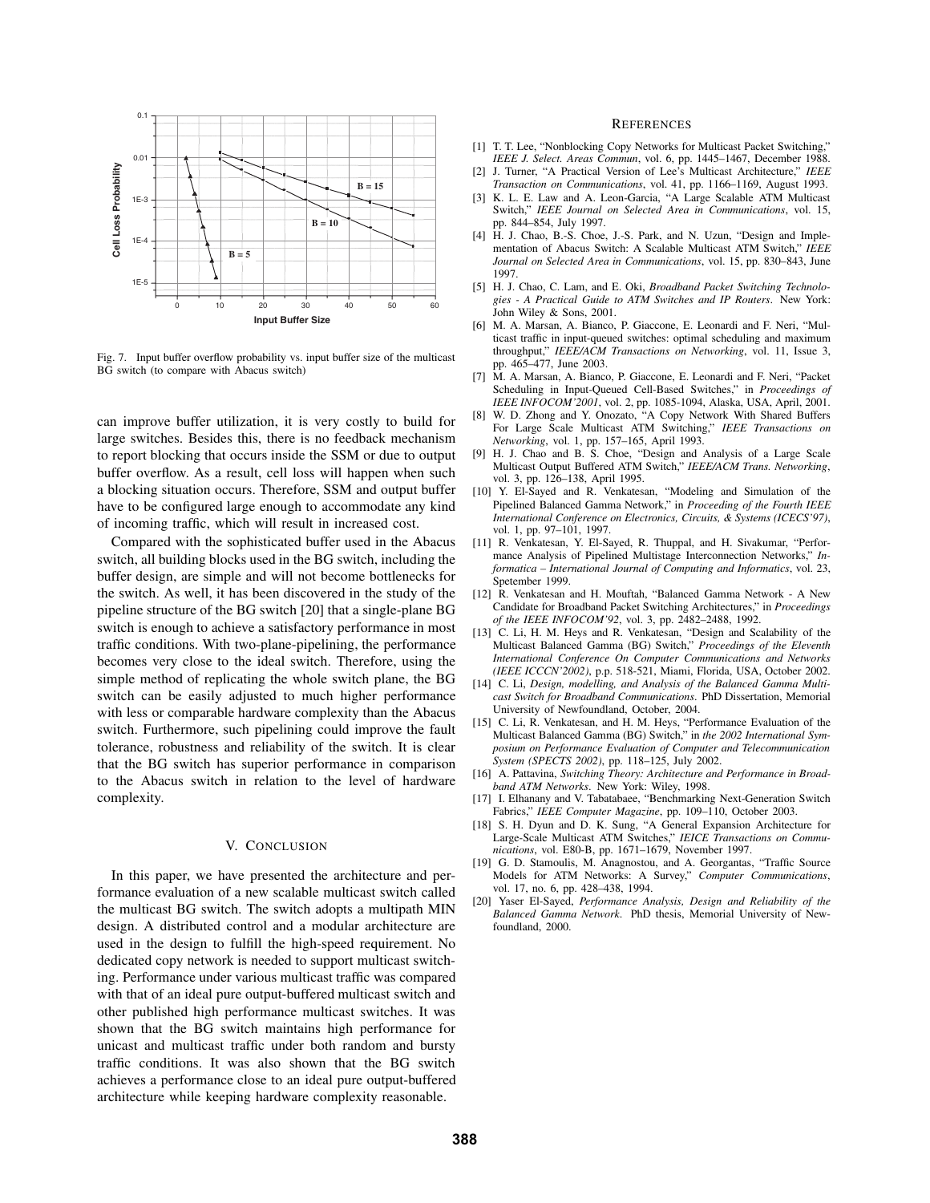0.1

0.01

1E-3

1E-4

1E-5

Cell Loss Probability

0 10 20 30 40 50 60

Input Buffer Size

B = 15

B = 10

B = 5

Fig. 7. Input buffer overflow probability vs. input buffer size of the multicast BG switch (to compare with Abacus switch)

can improve buffer utilization, it is very costly to build for large switches. Besides this, there is no feedback mechanism to report blocking that occurs inside the SSM or due to output buffer overflow. As a result, cell loss will happen when such a blocking situation occurs. Therefore, SSM and output buffer have to be configured large enough to accommodate any kind of incoming traffic, which will result in increased cost.

Compared with the sophisticated buffer used in the Abacus switch, all building blocks used in the BG switch, including the buffer design, are simple and will not become bottlenecks for the switch. As well, it has been discovered in the study of the pipeline structure of the BG switch [20] that a single-plane BG switch is enough to achieve a satisfactory performance in most traffic conditions. With two-plane-pipelining, the performance becomes very close to the ideal switch. Therefore, using the simple method of replicating the whole switch plane, the BG switch can be easily adjusted to much higher performance with less or comparable hardware complexity than the Abacus switch. Furthermore, such pipelining could improve the fault tolerance, robustness and reliability of the switch. It is clear that the BG switch has superior performance in comparison to the Abacus switch in relation to the level of hardware complexity.

## V. Conclusion

In this paper, we have presented the architecture and performance evaluation of a new scalable multicast switch called the multicast BG switch. The switch adopts a multipath MIN design. A distributed control and a modular architecture are used in the design to fulfill the high-speed requirement. No dedicated copy network is needed to support multicast switching. Performance under various multicast traffic was compared with that of an ideal pure output-buffered multicast switch and other published high performance multicast switches. It was shown that the BG switch maintains high performance for unicast and multicast traffic under both random and bursty traffic conditions. It was also shown that the BG switch achieves a performance close to an ideal pure output-buffered architecture while keeping hardware complexity reasonable.

## References

[1] T. T. Lee, "Nonblocking Copy Networks for Multicast Packet Switching," *IEEE J. Select. Areas Commun*, vol. 6, pp. 1445–1467, December 1988.

[2] J. Turner, "A Practical Version of Lee's Multicast Architecture," *IEEE Transaction on Communications*, vol. 41, pp. 1166–1169, August 1993.

[3] K. L. E. Law and A. Leon-Garcia, "A Large Scalable ATM Multicast Switch," *IEEE Journal on Selected Area in Communications*, vol. 15, pp. 844–854, July 1997.

[4] H. J. Chao, B.-S. Choe, J.-S. Park, and N. Uzun, "Design and Implementation of Abacus Switch: A Scalable Multicast ATM Switch," *IEEE Journal on Selected Area in Communications*, vol. 15, pp. 830–843, June 1997.

[5] H. J. Chao, C. Lam, and E. Oki, *Broadband Packet Switching Technologies - A Practical Guide to ATM Switches and IP Routers*. New York: John Wiley & Sons, 2001.

[6] M. A. Marsan, A. Bianco, P. Giaccone, E. Leonardi and F. Neri, "Multicast traffic in input-queued switches: optimal scheduling and maximum throughput," *IEEE/ACM Transactions on Networking*, vol. 11, Issue 3, pp. 465–477, June 2003.

[7] M. A. Marsan, A. Bianco, P. Giaccone, E. Leonardi and F. Neri, "Packet Scheduling in Input-Queued Cell-Based Switches," in *Proceedings of IEEE INFOCOM'2001*, vol. 2, pp. 1085-1094, Alaska, USA, April, 2001.

[8] W. D. Zhong and Y. Onozato, "A Copy Network With Shared Buffers For Large Scale Multicast ATM Switching," *IEEE Transactions on Networking*, vol. 1, pp. 157–165, April 1993.

[9] H. J. Chao and B. S. Choe, "Design and Analysis of a Large Scale Multicast Output Buffered ATM Switch," *IEEE/ACM Trans. Networking*, vol. 3, pp. 126–138, April 1995.

[10] Y. El-Sayed and R. Venkatesan, "Modeling and Simulation of the Pipelined Balanced Gamma Network," in *Proceeding of the Fourth IEEE International Conference on Electronics, Circuits, & Systems (ICECS'97)*, vol. 1, pp. 97–101, 1997.

[11] R. Venkatesan, Y. El-Sayed, R. Thuppal, and H. Sivakumar, "Performance Analysis of Pipelined Multistage Interconnection Networks," *Informatica – International Journal of Computing and Informatics*, vol. 23, Spetember 1999.

[12] R. Venkatesan and H. Mouftah, "Balanced Gamma Network - A New Candidate for Broadband Packet Switching Architectures," in *Proceedings of the IEEE INFOCOM'92*, vol. 3, pp. 2482–2488, 1992.

[13] C. Li, H. M. Heys and R. Venkatesan, "Design and Scalability of the Multicast Balanced Gamma (BG) Switch," *Proceedings of the Eleventh International Conference On Computer Communications and Networks (IEEE ICCCN'2002)*, p.p. 518-521, Miami, Florida, USA, October 2002.

[14] C. Li, *Design, modelling, and Analysis of the Balanced Gamma Multicast Switch for Broadband Communications*. PhD Dissertation, Memorial University of Newfoundland, October, 2004.

[15] C. Li, R. Venkatesan, and H. M. Heys, "Performance Evaluation of the Multicast Balanced Gamma (BG) Switch," in *the 2002 International Symposium on Performance Evaluation of Computer and Telecommunication System (SPECTS 2002)*, pp. 118–125, July 2002.

[16] A. Pattavina, *Switching Theory: Architecture and Performance in Broadband ATM Networks*. New York: Wiley, 1998.

[17] I. Elhanany and V. Tabatabaee, "Benchmarking Next-Generation Switch Fabrics," *IEEE Computer Magazine*, pp. 109–110, October 2003.

[18] S. H. Dyun and D. K. Sung, "A General Expansion Architecture for Large-Scale Multicast ATM Switches," *IEICE Transactions on Communications*, vol. E80-B, pp. 1671–1679, November 1997.

[19] G. D. Stamoulis, M. Anagnostou, and A. Georgantas, "Traffic Source Models for ATM Networks: A Survey," *Computer Communications*, vol. 17, no. 6, pp. 428–438, 1994.

[20] Yaser El-Sayed, *Performance Analysis, Design and Reliability of the Balanced Gamma Network*. PhD thesis, Memorial University of Newfoundland, 2000.